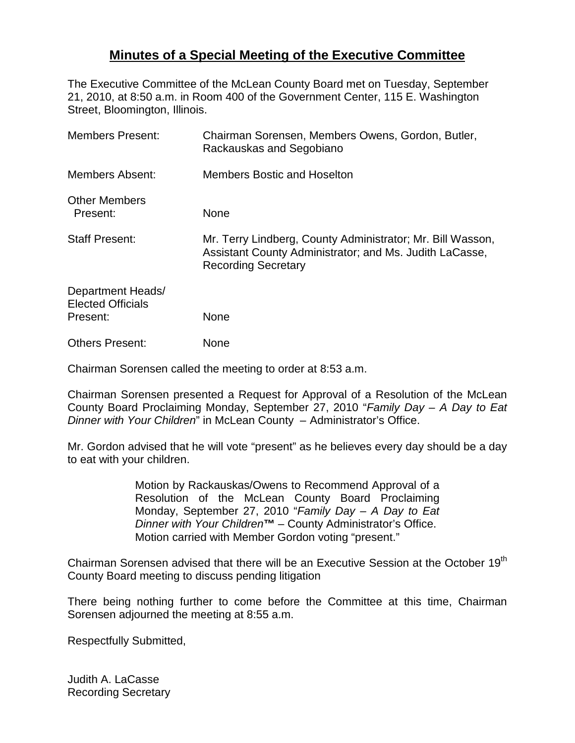# **Minutes of a Special Meeting of the Executive Committee**

The Executive Committee of the McLean County Board met on Tuesday, September 21, 2010, at 8:50 a.m. in Room 400 of the Government Center, 115 E. Washington Street, Bloomington, Illinois.

| | |
|---|---|
| Members Present: | Chairman Sorensen, Members Owens, Gordon, Butler, Rackauskas and Segobiano |
| Members Absent: | Members Bostic and Hoselton |
| Other Members Present: | None |
| Staff Present: | Mr. Terry Lindberg, County Administrator; Mr. Bill Wasson, Assistant County Administrator; and Ms. Judith LaCasse, Recording Secretary |
| Department Heads/ Elected Officials Present: | None |
| Others Present: | None |

Chairman Sorensen called the meeting to order at 8:53 a.m.

Chairman Sorensen presented a Request for Approval of a Resolution of the McLean County Board Proclaiming Monday, September 27, 2010 "*Family Day – A Day to Eat Dinner with Your Children*" in McLean County – Administrator's Office.

Mr. Gordon advised that he will vote "present" as he believes every day should be a day to eat with your children.

> Motion by Rackauskas/Owens to Recommend Approval of a Resolution of the McLean County Board Proclaiming Monday, September 27, 2010 "*Family Day – A Day to Eat Dinner with Your Children*™ – County Administrator's Office. Motion carried with Member Gordon voting "present."

Chairman Sorensen advised that there will be an Executive Session at the October 19th County Board meeting to discuss pending litigation

There being nothing further to come before the Committee at this time, Chairman Sorensen adjourned the meeting at 8:55 a.m.

Respectfully Submitted,

Judith A. LaCasse
Recording Secretary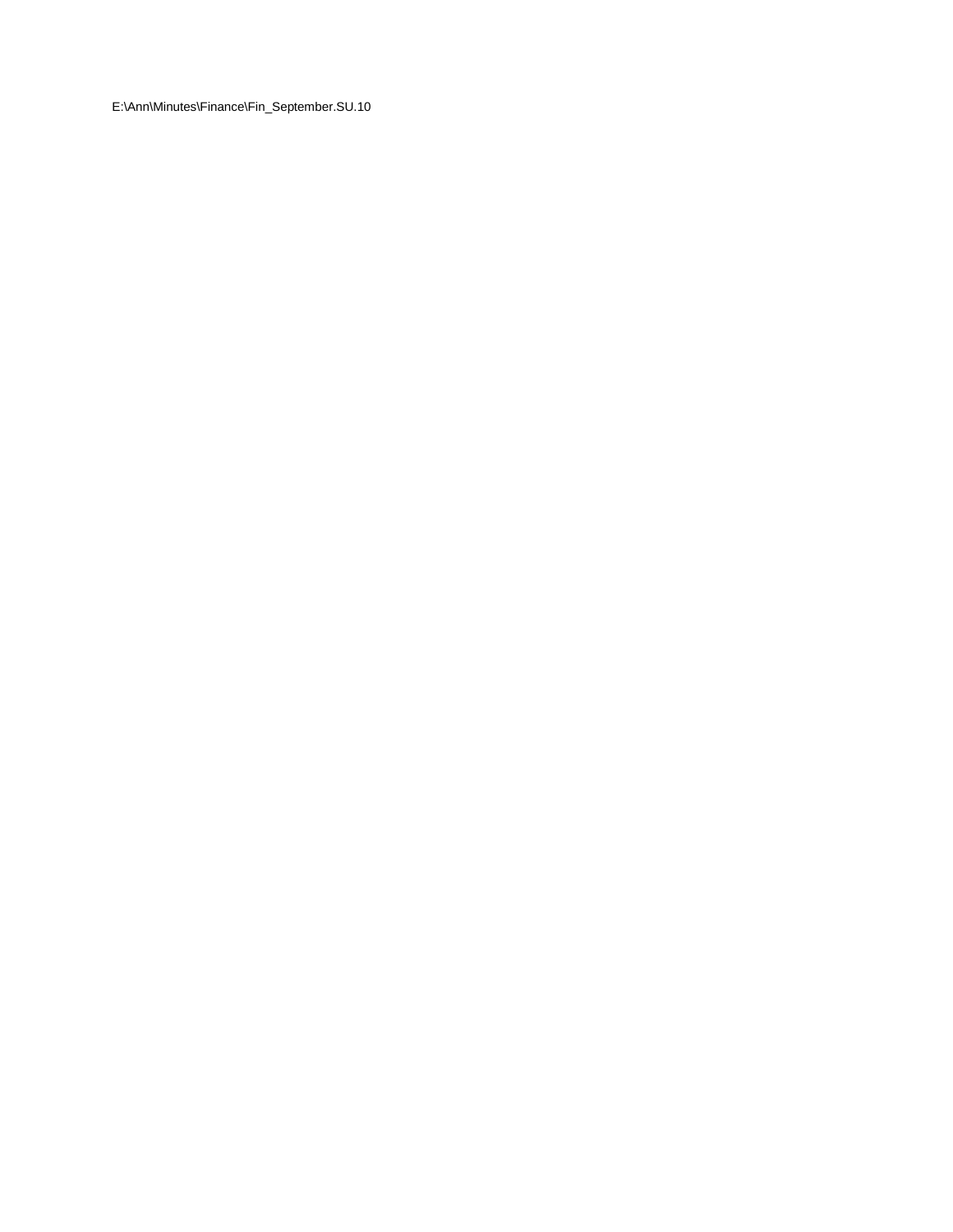E:\Ann\Minutes\Finance\Fin_September.SU.10